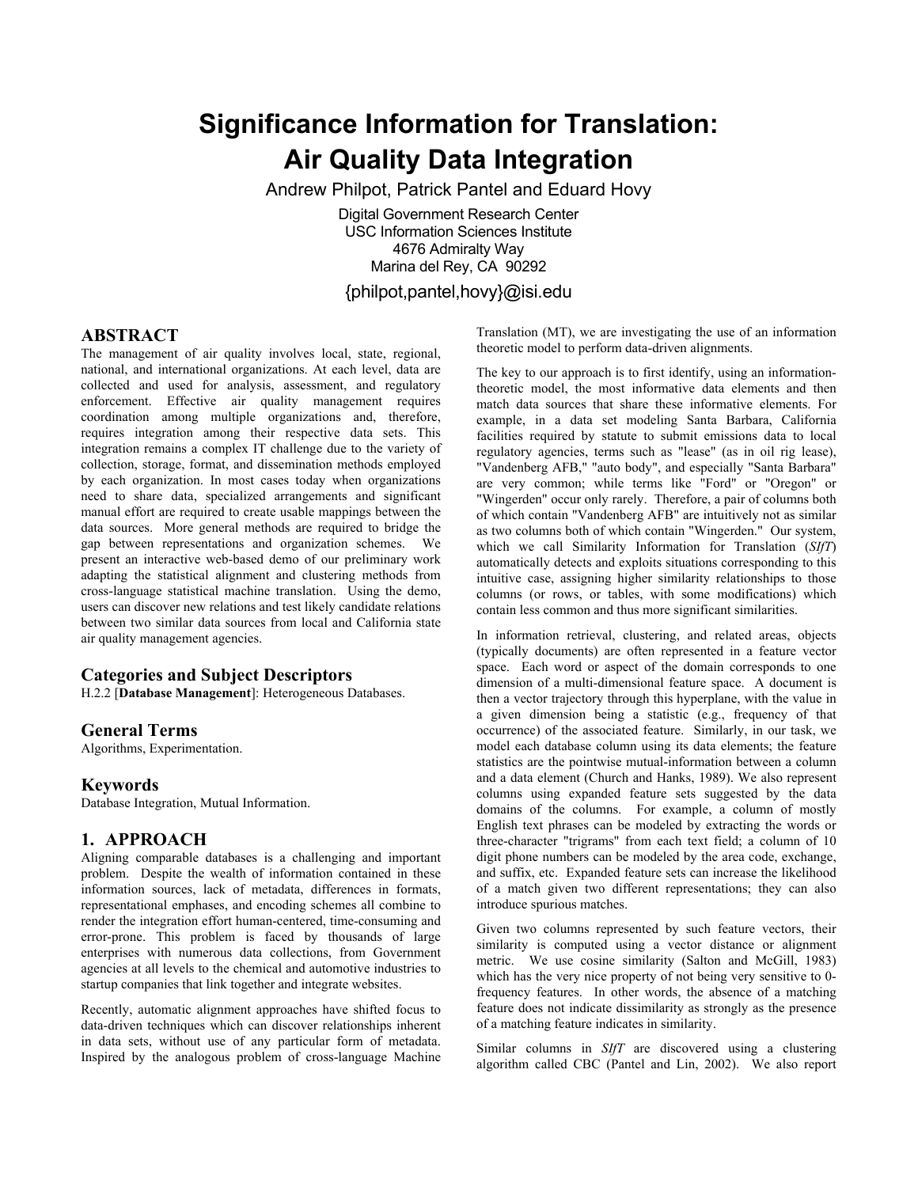# Significance Information for Translation: Air Quality Data Integration

Andrew Philpot, Patrick Pantel and Eduard Hovy

Digital Government Research Center
USC Information Sciences Institute
4676 Admiralty Way
Marina del Rey, CA 90292

{philpot,pantel,hovy}@isi.edu

## ABSTRACT

The management of air quality involves local, state, regional, national, and international organizations. At each level, data are collected and used for analysis, assessment, and regulatory enforcement. Effective air quality management requires coordination among multiple organizations and, therefore, requires integration among their respective data sets. This integration remains a complex IT challenge due to the variety of collection, storage, format, and dissemination methods employed by each organization. In most cases today when organizations need to share data, specialized arrangements and significant manual effort are required to create usable mappings between the data sources. More general methods are required to bridge the gap between representations and organization schemes. We present an interactive web-based demo of our preliminary work adapting the statistical alignment and clustering methods from cross-language statistical machine translation. Using the demo, users can discover new relations and test likely candidate relations between two similar data sources from local and California state air quality management agencies.

## Categories and Subject Descriptors

H.2.2 [**Database Management**]: Heterogeneous Databases.

## General Terms

Algorithms, Experimentation.

## Keywords

Database Integration, Mutual Information.

## 1. APPROACH

Aligning comparable databases is a challenging and important problem. Despite the wealth of information contained in these information sources, lack of metadata, differences in formats, representational emphases, and encoding schemes all combine to render the integration effort human-centered, time-consuming and error-prone. This problem is faced by thousands of large enterprises with numerous data collections, from Government agencies at all levels to the chemical and automotive industries to startup companies that link together and integrate websites.

Recently, automatic alignment approaches have shifted focus to data-driven techniques which can discover relationships inherent in data sets, without use of any particular form of metadata. Inspired by the analogous problem of cross-language Machine Translation (MT), we are investigating the use of an information theoretic model to perform data-driven alignments.

The key to our approach is to first identify, using an information-theoretic model, the most informative data elements and then match data sources that share these informative elements. For example, in a data set modeling Santa Barbara, California facilities required by statute to submit emissions data to local regulatory agencies, terms such as "lease" (as in oil rig lease), "Vandenberg AFB," "auto body", and especially "Santa Barbara" are very common; while terms like "Ford" or "Oregon" or "Wingerden" occur only rarely. Therefore, a pair of columns both of which contain "Vandenberg AFB" are intuitively not as similar as two columns both of which contain "Wingerden." Our system, which we call Similarity Information for Translation (*SIfT*) automatically detects and exploits situations corresponding to this intuitive case, assigning higher similarity relationships to those columns (or rows, or tables, with some modifications) which contain less common and thus more significant similarities.

In information retrieval, clustering, and related areas, objects (typically documents) are often represented in a feature vector space. Each word or aspect of the domain corresponds to one dimension of a multi-dimensional feature space. A document is then a vector trajectory through this hyperplane, with the value in a given dimension being a statistic (e.g., frequency of that occurrence) of the associated feature. Similarly, in our task, we model each database column using its data elements; the feature statistics are the pointwise mutual-information between a column and a data element (Church and Hanks, 1989). We also represent columns using expanded feature sets suggested by the data domains of the columns. For example, a column of mostly English text phrases can be modeled by extracting the words or three-character "trigrams" from each text field; a column of 10 digit phone numbers can be modeled by the area code, exchange, and suffix, etc. Expanded feature sets can increase the likelihood of a match given two different representations; they can also introduce spurious matches.

Given two columns represented by such feature vectors, their similarity is computed using a vector distance or alignment metric. We use cosine similarity (Salton and McGill, 1983) which has the very nice property of not being very sensitive to 0-frequency features. In other words, the absence of a matching feature does not indicate dissimilarity as strongly as the presence of a matching feature indicates in similarity.

Similar columns in *SIfT* are discovered using a clustering algorithm called CBC (Pantel and Lin, 2002). We also report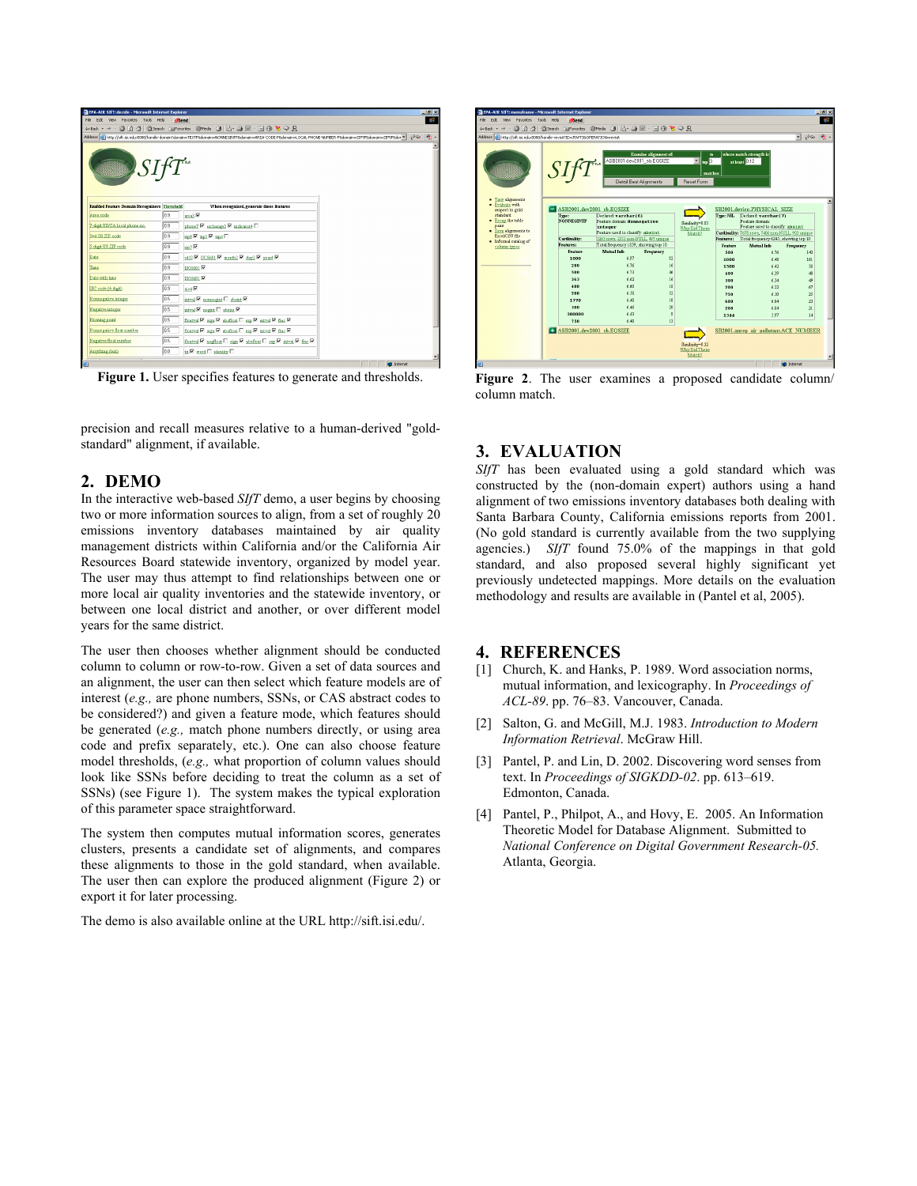Figure 1. User specifies features to generate and thresholds.

Figure 2. The user examines a proposed candidate column/ column match.

precision and recall measures relative to a human-derived "gold-standard" alignment, if available.

## 2. DEMO

In the interactive web-based *SIfT* demo, a user begins by choosing two or more information sources to align, from a set of roughly 20 emissions inventory databases maintained by air quality management districts within California and/or the California Air Resources Board statewide inventory, organized by model year. The user may thus attempt to find relationships between one or more local air quality inventories and the statewide inventory, or between one local district and another, or over different model years for the same district.

The user then chooses whether alignment should be conducted column to column or row-to-row. Given a set of data sources and an alignment, the user can then select which feature models are of interest (*e.g.,* are phone numbers, SSNs, or CAS abstract codes to be considered?) and given a feature mode, which features should be generated (*e.g.,* match phone numbers directly, or using area code and prefix separately, etc.). One can also choose feature model thresholds, (*e.g.,* what proportion of column values should look like SSNs before deciding to treat the column as a set of SSNs) (see Figure 1). The system makes the typical exploration of this parameter space straightforward.

The system then computes mutual information scores, generates clusters, presents a candidate set of alignments, and compares these alignments to those in the gold standard, when available. The user then can explore the produced alignment (Figure 2) or export it for later processing.

The demo is also available online at the URL http://sift.isi.edu/.

## 3. EVALUATION

*SIfT* has been evaluated using a gold standard which was constructed by the (non-domain expert) authors using a hand alignment of two emissions inventory databases both dealing with Santa Barbara County, California emissions reports from 2001. (No gold standard is currently available from the two supplying agencies.) *SIfT* found 75.0% of the mappings in that gold standard, and also proposed several highly significant yet previously undetected mappings. More details on the evaluation methodology and results are available in (Pantel et al, 2005).

## 4. REFERENCES

[1] Church, K. and Hanks, P. 1989. Word association norms, mutual information, and lexicography. In *Proceedings of ACL-89*. pp. 76–83. Vancouver, Canada.

[2] Salton, G. and McGill, M.J. 1983. *Introduction to Modern Information Retrieval*. McGraw Hill.

[3] Pantel, P. and Lin, D. 2002. Discovering word senses from text. In *Proceedings of SIGKDD-02*. pp. 613–619. Edmonton, Canada.

[4] Pantel, P., Philpot, A., and Hovy, E. 2005. An Information Theoretic Model for Database Alignment. Submitted to *National Conference on Digital Government Research-05.* Atlanta, Georgia.